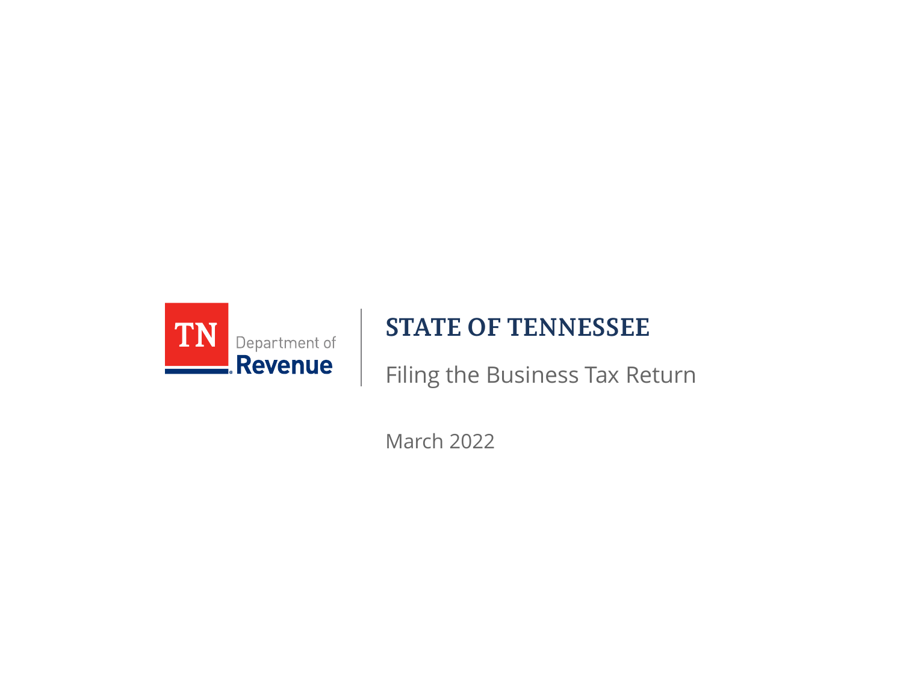TN Department of Revenue

# STATE OF TENNESSEE

## Filing the Business Tax Return

March 2022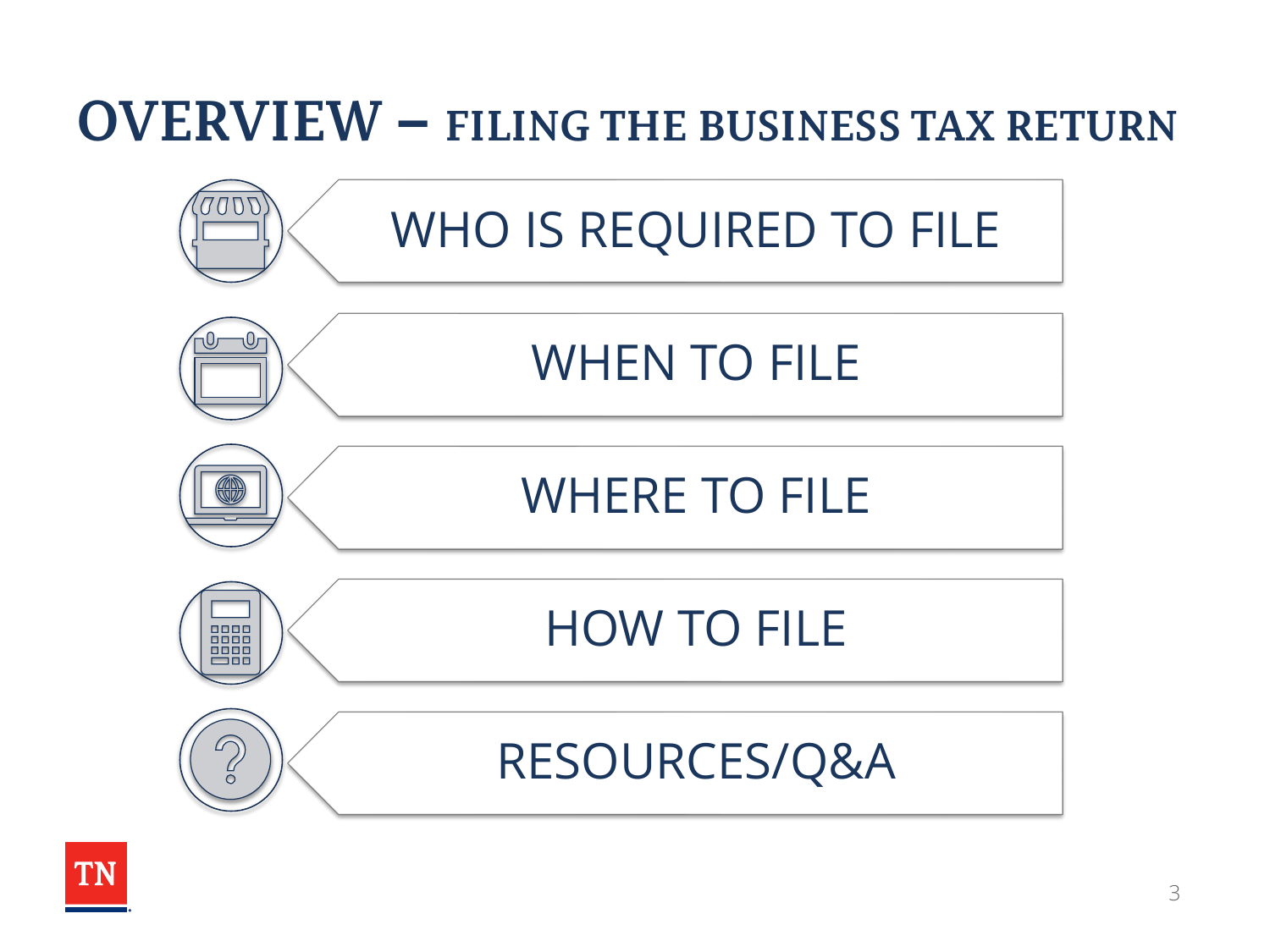# OVERVIEW – FILING THE BUSINESS TAX RETURN

- WHO IS REQUIRED TO FILE
- WHEN TO FILE
- WHERE TO FILE
- HOW TO FILE
- RESOURCES/Q&A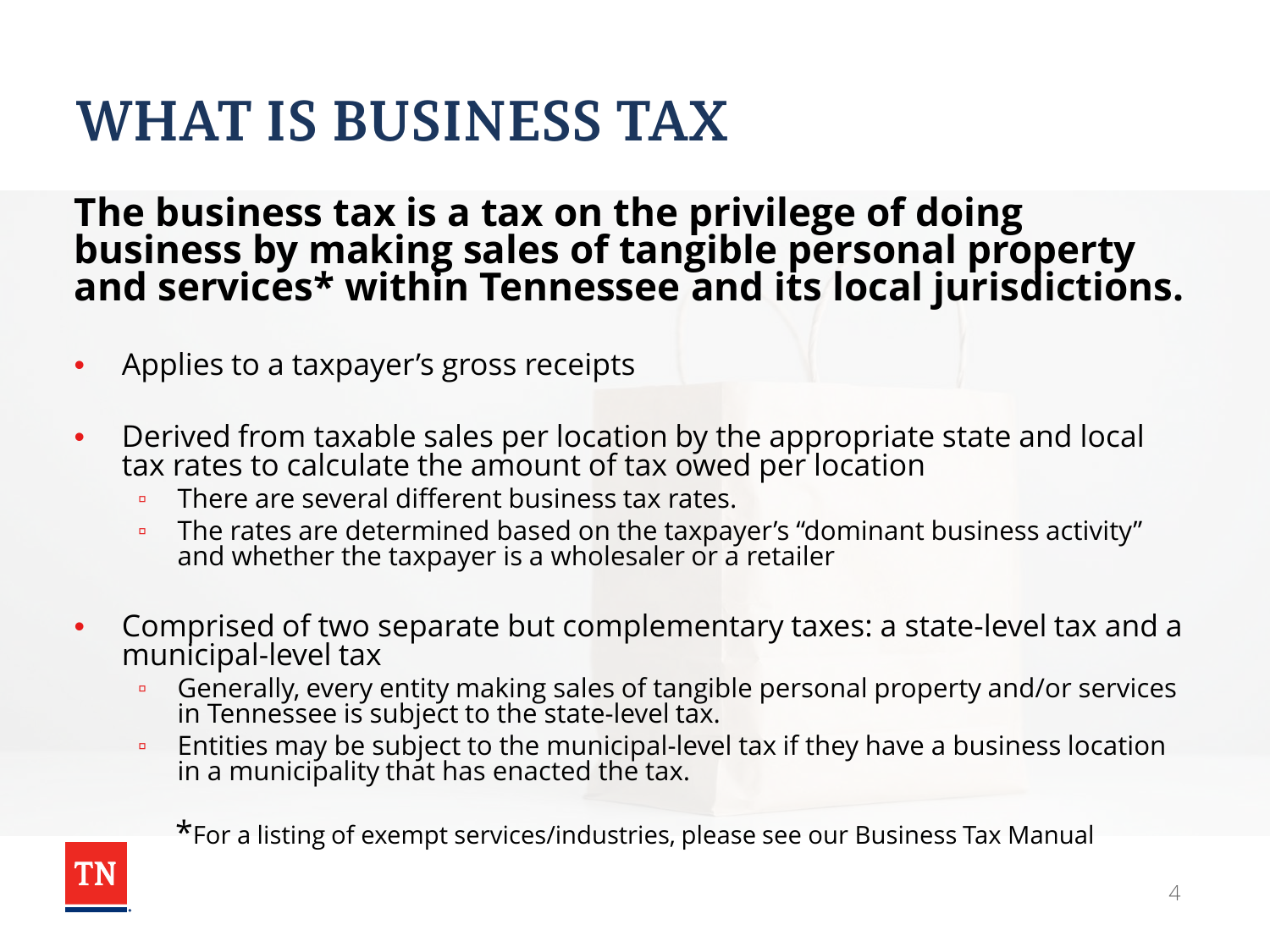# WHAT IS BUSINESS TAX

**The business tax is a tax on the privilege of doing business by making sales of tangible personal property and services* within Tennessee and its local jurisdictions.**

- Applies to a taxpayer's gross receipts
- Derived from taxable sales per location by the appropriate state and local tax rates to calculate the amount of tax owed per location
  - There are several different business tax rates.
  - The rates are determined based on the taxpayer's "dominant business activity" and whether the taxpayer is a wholesaler or a retailer
- Comprised of two separate but complementary taxes: a state-level tax and a municipal-level tax
  - Generally, every entity making sales of tangible personal property and/or services in Tennessee is subject to the state-level tax.
  - Entities may be subject to the municipal-level tax if they have a business location in a municipality that has enacted the tax.

*For a listing of exempt services/industries, please see our Business Tax Manual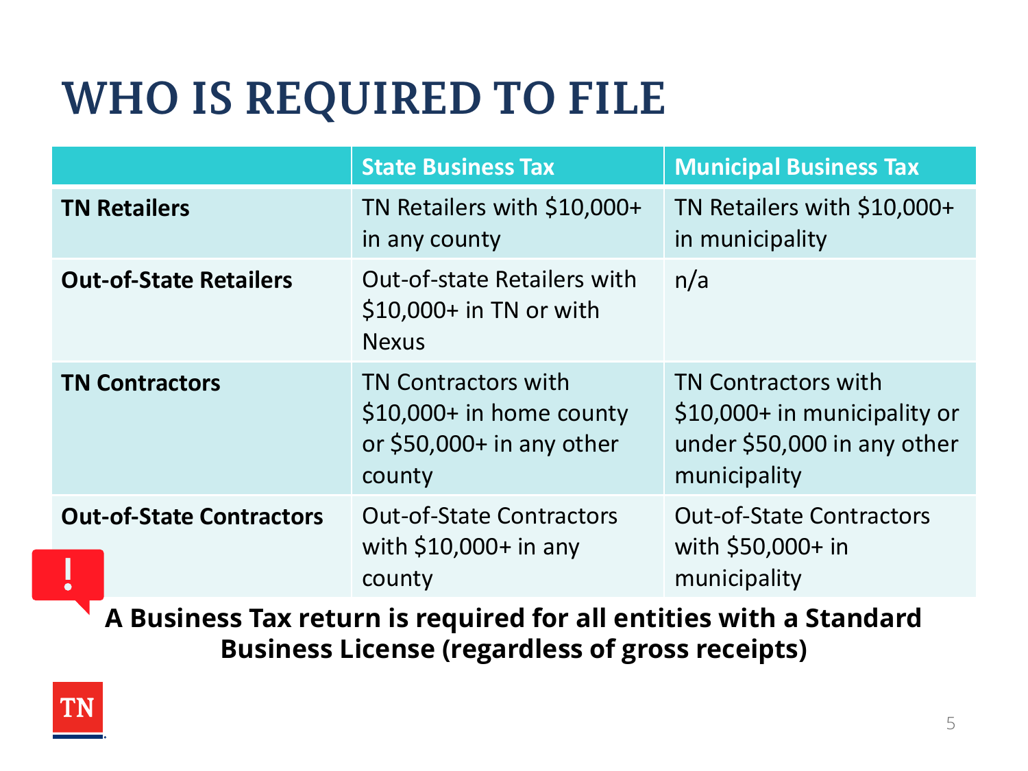# WHO IS REQUIRED TO FILE

| | State Business Tax | Municipal Business Tax |
|---|---|---|
| **TN Retailers** | TN Retailers with $10,000+ in any county | TN Retailers with $10,000+ in municipality |
| **Out-of-State Retailers** | Out-of-state Retailers with $10,000+ in TN or with Nexus | n/a |
| **TN Contractors** | TN Contractors with $10,000+ in home county or $50,000+ in any other county | TN Contractors with $10,000+ in municipality or under $50,000 in any other municipality |
| **Out-of-State Contractors** | Out-of-State Contractors with $10,000+ in any county | Out-of-State Contractors with $50,000+ in municipality |

**A Business Tax return is required for all entities with a Standard Business License (regardless of gross receipts)**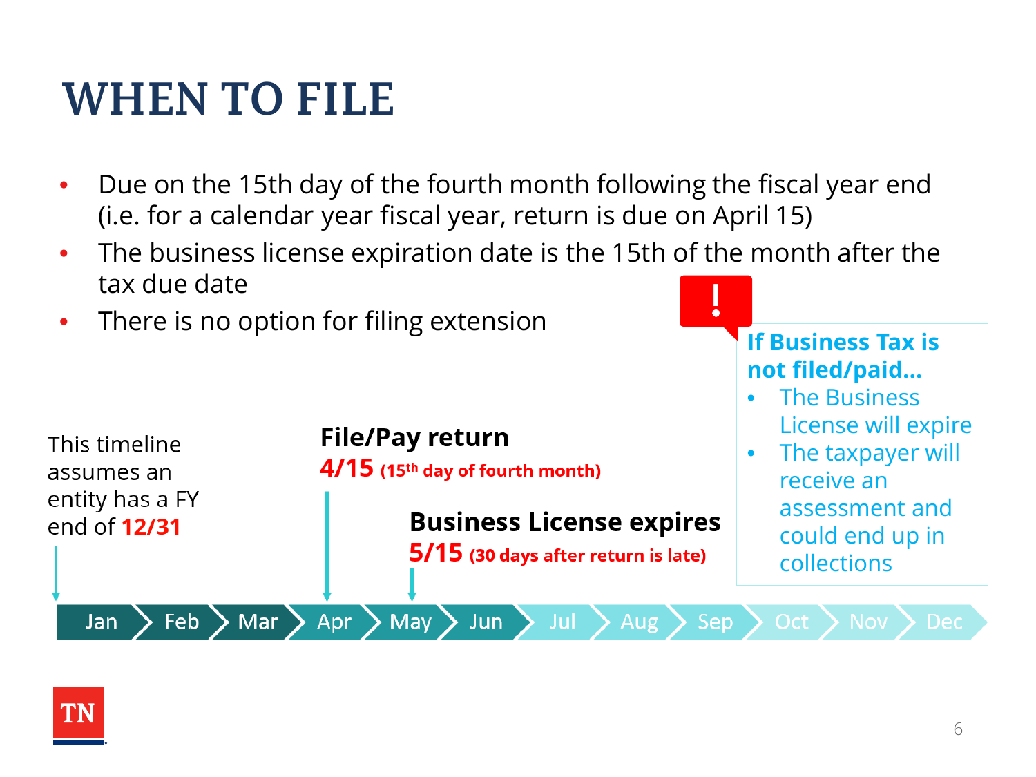# WHEN TO FILE

- Due on the 15th day of the fourth month following the fiscal year end (i.e. for a calendar year fiscal year, return is due on April 15)
- The business license expiration date is the 15th of the month after the tax due date
- There is no option for filing extension

**If Business Tax is not filed/paid…**

- The Business License will expire
- The taxpayer will receive an assessment and could end up in collections

This timeline assumes an entity has a FY end of **12/31**

**File/Pay return**
**4/15** **(15th day of fourth month)**

**Business License expires**
**5/15** **(30 days after return is late)**

Jan → Feb → Mar → Apr → May → Jun → Jul → Aug → Sep → Oct → Nov → Dec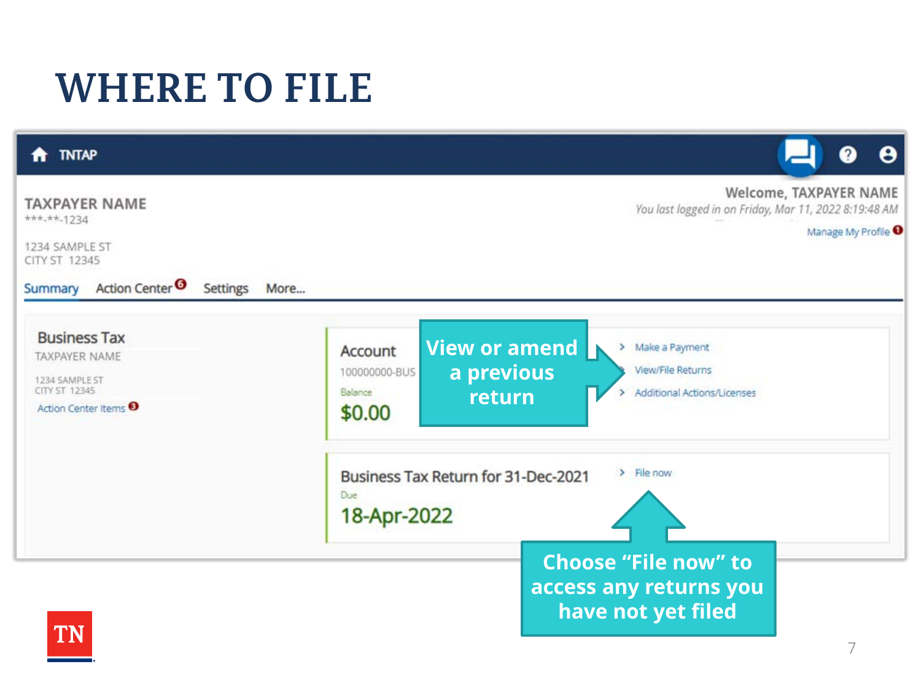# WHERE TO FILE

TNTAP

**TAXPAYER NAME**
***-**-1234

1234 SAMPLE ST
CITY ST 12345

Welcome, TAXPAYER NAME
*You last logged in on Friday, Mar 11, 2022 8:19:48 AM*
Manage My Profile 1

Summary | Action Center 6 | Settings | More...

**Business Tax**
TAXPAYER NAME
1234 SAMPLE ST
CITY ST 12345
Action Center Items 3

**Account**
100000000-BUS
Balance
**$0.00**

- Make a Payment
- View/File Returns
- Additional Actions/Licenses

**View or amend a previous return**

**Business Tax Return for 31-Dec-2021**
Due
**18-Apr-2022**

- File now

**Choose "File now" to access any returns you have not yet filed**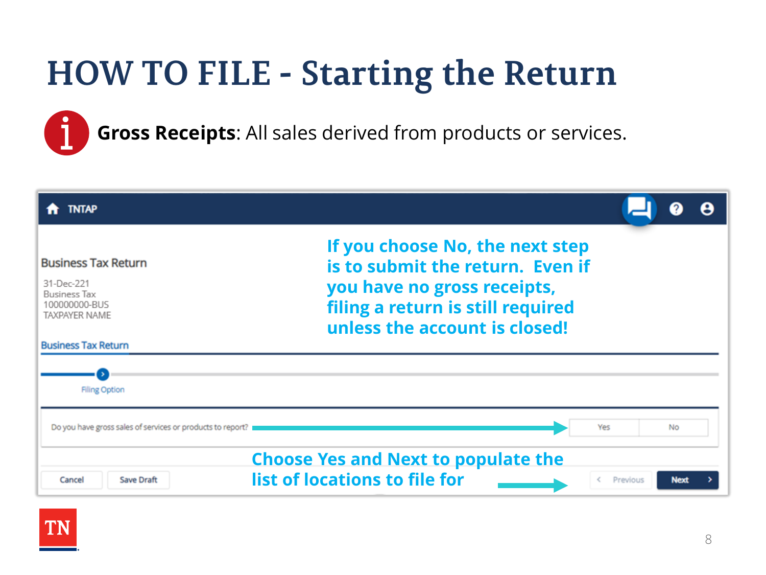# HOW TO FILE - Starting the Return

**Gross Receipts**: All sales derived from products or services.

TNTAP

Business Tax Return

31-Dec-221
Business Tax
100000000-BUS
TAXPAYER NAME

**If you choose No, the next step is to submit the return. Even if you have no gross receipts, filing a return is still required unless the account is closed!**

Business Tax Return

Filing Option

Do you have gross sales of services or products to report? Yes No

**Choose Yes and Next to populate the list of locations to file for**

Cancel | Save Draft | Previous | Next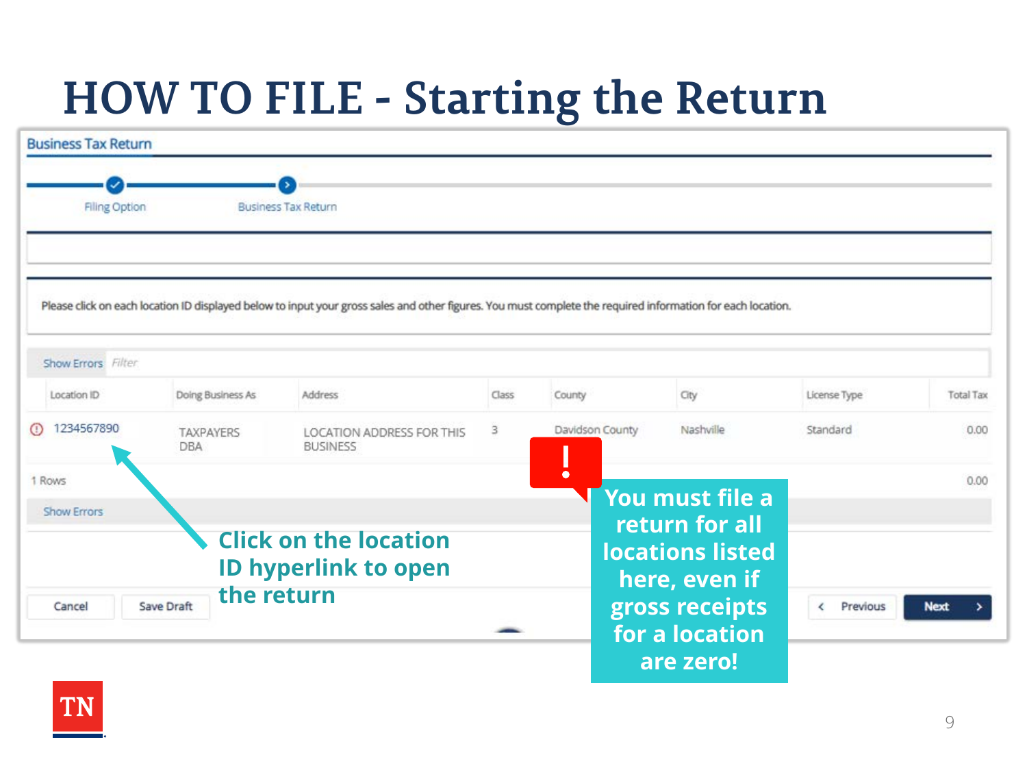# HOW TO FILE - Starting the Return

**Business Tax Return**

Filing Option — Business Tax Return

Please click on each location ID displayed below to input your gross sales and other figures. You must complete the required information for each location.

Show Errors | Filter

| Location ID | Doing Business As | Address | Class | County | City | License Type | Total Tax |
|---|---|---|---|---|---|---|---|
| 1234567890 | TAXPAYERS DBA | LOCATION ADDRESS FOR THIS BUSINESS | 3 | Davidson County | Nashville | Standard | 0.00 |

1 Rows — 0.00

Show Errors

Cancel | Save Draft | Previous | Next

**Click on the location ID hyperlink to open the return**

**You must file a return for all locations listed here, even if gross receipts for a location are zero!**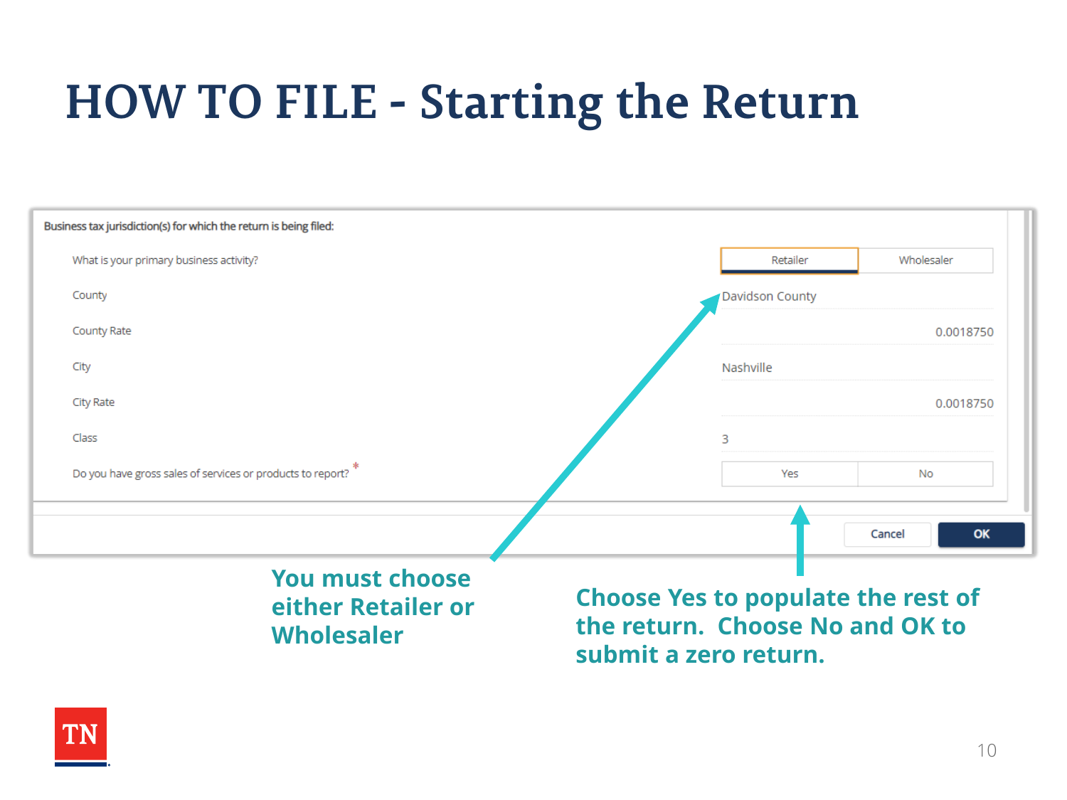# HOW TO FILE - Starting the Return

Business tax jurisdiction(s) for which the return is being filed:

| | |
|---|---|
| What is your primary business activity? | Retailer / Wholesaler |
| County | Davidson County |
| County Rate | 0.0018750 |
| City | Nashville |
| City Rate | 0.0018750 |
| Class | 3 |
| Do you have gross sales of services or products to report? * | Yes / No |

Cancel | OK

**You must choose either Retailer or Wholesaler**

**Choose Yes to populate the rest of the return. Choose No and OK to submit a zero return.**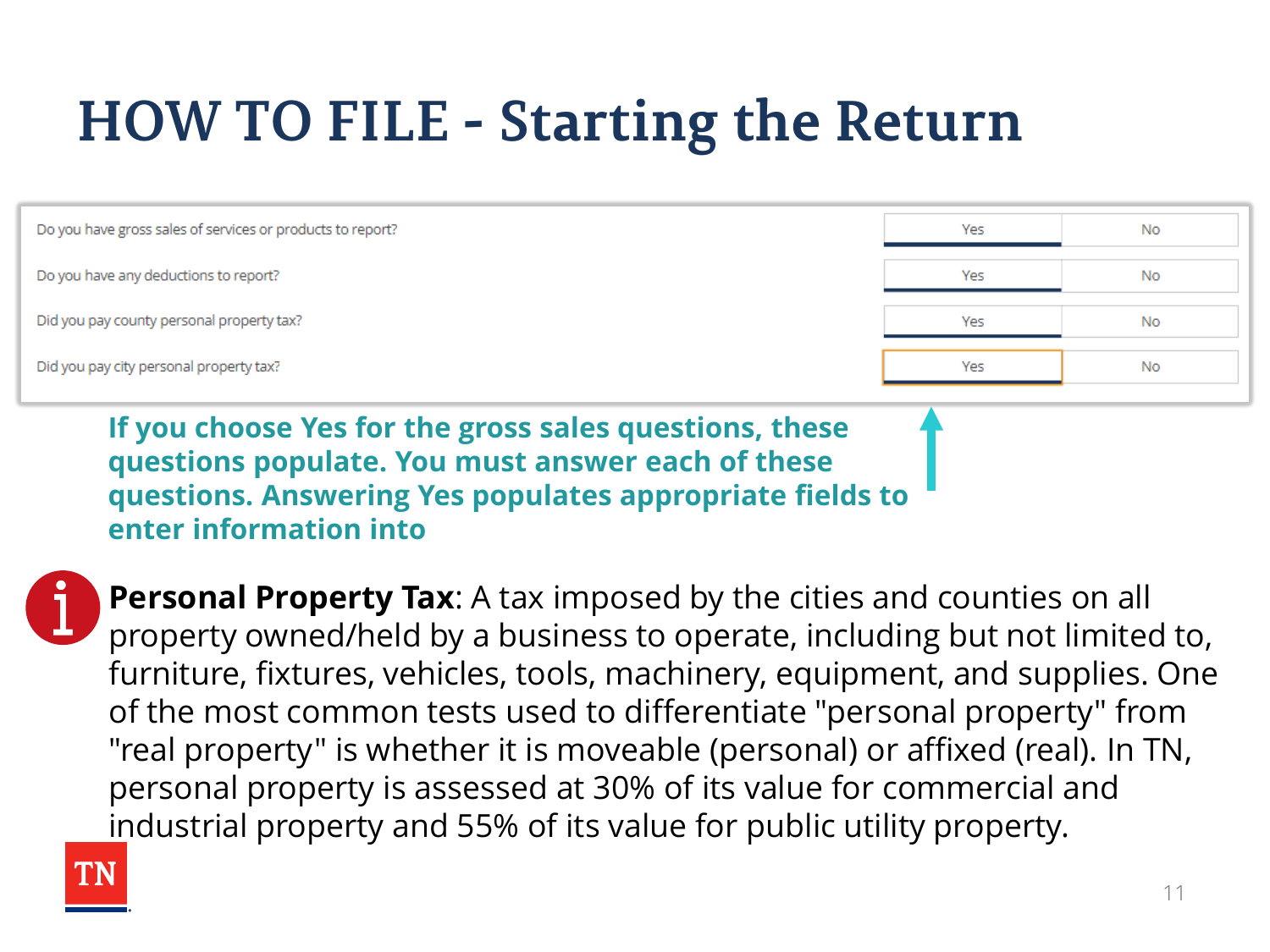# HOW TO FILE - Starting the Return

| | | |
|---|---|---|
| Do you have gross sales of services or products to report? | Yes | No |
| Do you have any deductions to report? | Yes | No |
| Did you pay county personal property tax? | Yes | No |
| Did you pay city personal property tax? | Yes | No |

**If you choose Yes for the gross sales questions, these questions populate. You must answer each of these questions. Answering Yes populates appropriate fields to enter information into**

**Personal Property Tax**: A tax imposed by the cities and counties on all property owned/held by a business to operate, including but not limited to, furniture, fixtures, vehicles, tools, machinery, equipment, and supplies. One of the most common tests used to differentiate "personal property" from "real property" is whether it is moveable (personal) or affixed (real). In TN, personal property is assessed at 30% of its value for commercial and industrial property and 55% of its value for public utility property.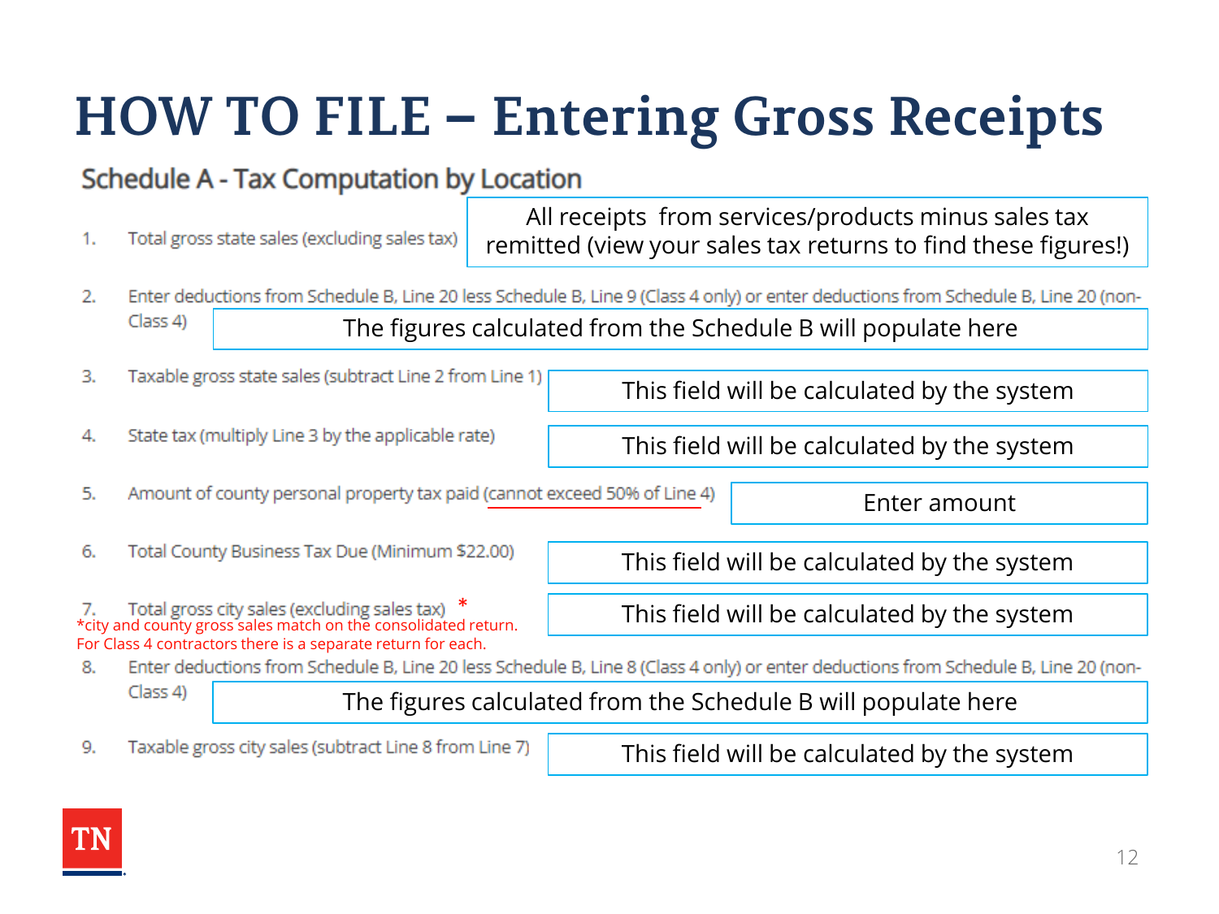# HOW TO FILE – Entering Gross Receipts

## Schedule A - Tax Computation by Location

| Line | Field | Instruction |
|---|---|---|
| 1. | Total gross state sales (excluding sales tax) | All receipts from services/products minus sales tax remitted (view your sales tax returns to find these figures!) |
| 2. | Enter deductions from Schedule B, Line 20 less Schedule B, Line 9 (Class 4 only) or enter deductions from Schedule B, Line 20 (non-Class 4) | The figures calculated from the Schedule B will populate here |
| 3. | Taxable gross state sales (subtract Line 2 from Line 1) | This field will be calculated by the system |
| 4. | State tax (multiply Line 3 by the applicable rate) | This field will be calculated by the system |
| 5. | Amount of county personal property tax paid (cannot exceed 50% of Line 4) | Enter amount |
| 6. | Total County Business Tax Due (Minimum $22.00) | This field will be calculated by the system |
| 7. | Total gross city sales (excluding sales tax) * | This field will be calculated by the system |
| 8. | Enter deductions from Schedule B, Line 20 less Schedule B, Line 8 (Class 4 only) or enter deductions from Schedule B, Line 20 (non-Class 4) | The figures calculated from the Schedule B will populate here |
| 9. | Taxable gross city sales (subtract Line 8 from Line 7) | This field will be calculated by the system |

*city and county gross sales match on the consolidated return. For Class 4 contractors there is a separate return for each.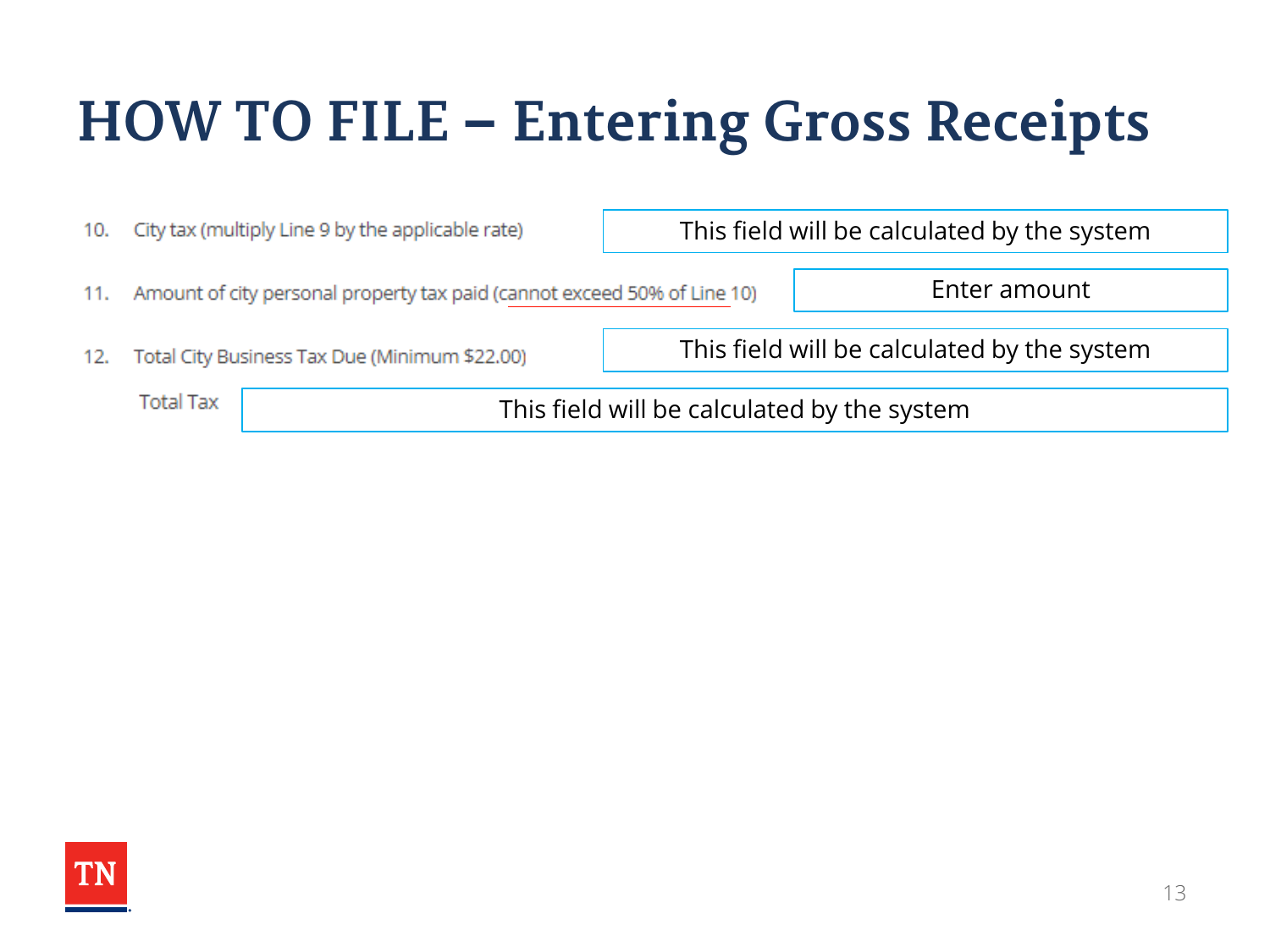# HOW TO FILE – Entering Gross Receipts

| Line | Description | Field |
| --- | --- | --- |
| 10. | City tax (multiply Line 9 by the applicable rate) | This field will be calculated by the system |
| 11. | Amount of city personal property tax paid (cannot exceed 50% of Line 10) | Enter amount |
| 12. | Total City Business Tax Due (Minimum $22.00) | This field will be calculated by the system |
| | Total Tax | This field will be calculated by the system |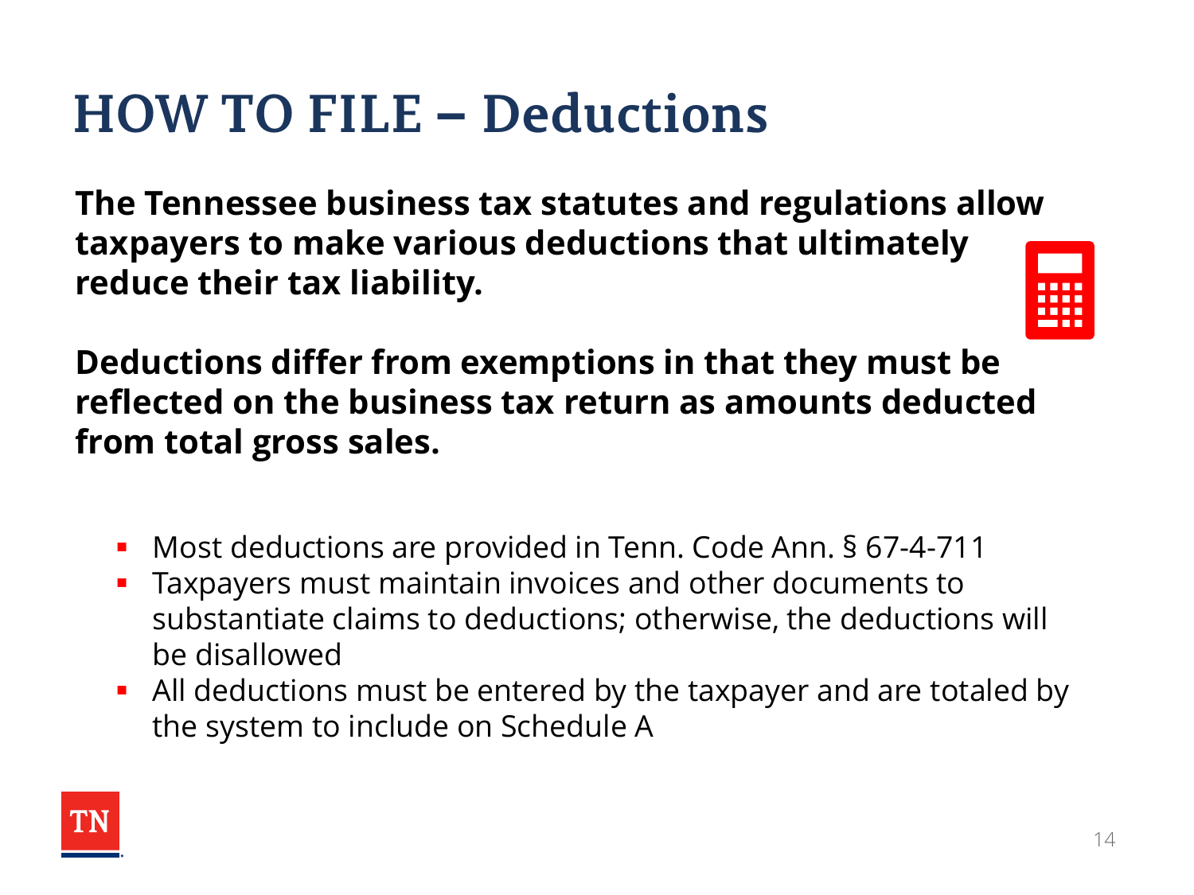# HOW TO FILE – Deductions

**The Tennessee business tax statutes and regulations allow taxpayers to make various deductions that ultimately reduce their tax liability.**

**Deductions differ from exemptions in that they must be reflected on the business tax return as amounts deducted from total gross sales.**

- Most deductions are provided in Tenn. Code Ann. § 67-4-711
- Taxpayers must maintain invoices and other documents to substantiate claims to deductions; otherwise, the deductions will be disallowed
- All deductions must be entered by the taxpayer and are totaled by the system to include on Schedule A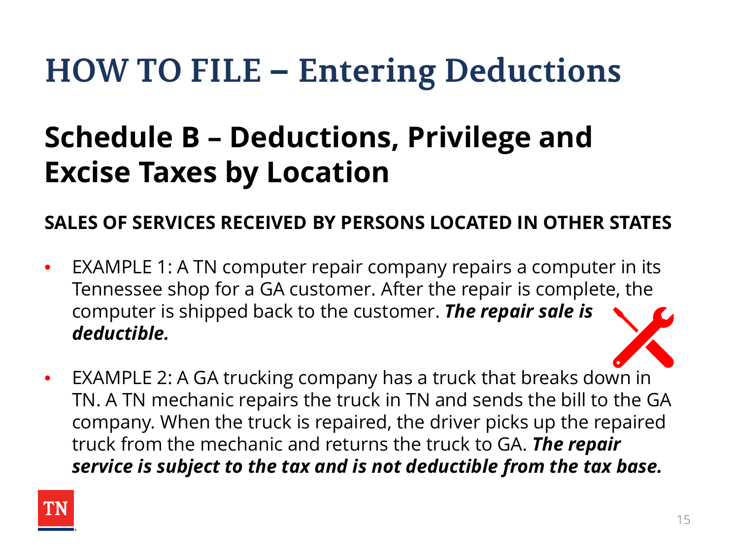# HOW TO FILE – Entering Deductions

## Schedule B – Deductions, Privilege and Excise Taxes by Location

**SALES OF SERVICES RECEIVED BY PERSONS LOCATED IN OTHER STATES**

- EXAMPLE 1: A TN computer repair company repairs a computer in its Tennessee shop for a GA customer. After the repair is complete, the computer is shipped back to the customer. ***The repair sale is deductible.***
- EXAMPLE 2: A GA trucking company has a truck that breaks down in TN. A TN mechanic repairs the truck in TN and sends the bill to the GA company. When the truck is repaired, the driver picks up the repaired truck from the mechanic and returns the truck to GA. ***The repair service is subject to the tax and is not deductible from the tax base.***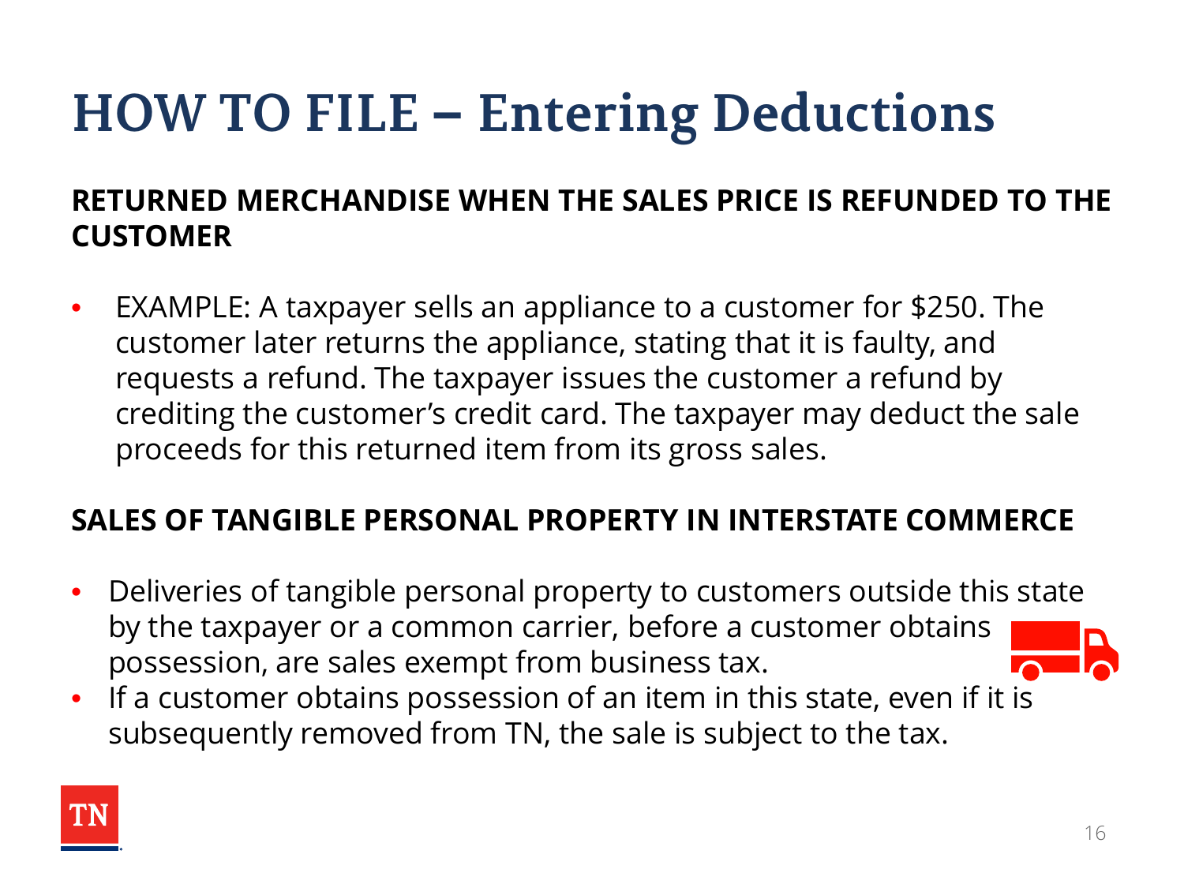# HOW TO FILE – Entering Deductions

**RETURNED MERCHANDISE WHEN THE SALES PRICE IS REFUNDED TO THE CUSTOMER**

- EXAMPLE: A taxpayer sells an appliance to a customer for $250. The customer later returns the appliance, stating that it is faulty, and requests a refund. The taxpayer issues the customer a refund by crediting the customer's credit card. The taxpayer may deduct the sale proceeds for this returned item from its gross sales.

**SALES OF TANGIBLE PERSONAL PROPERTY IN INTERSTATE COMMERCE**

- Deliveries of tangible personal property to customers outside this state by the taxpayer or a common carrier, before a customer obtains possession, are sales exempt from business tax.
- If a customer obtains possession of an item in this state, even if it is subsequently removed from TN, the sale is subject to the tax.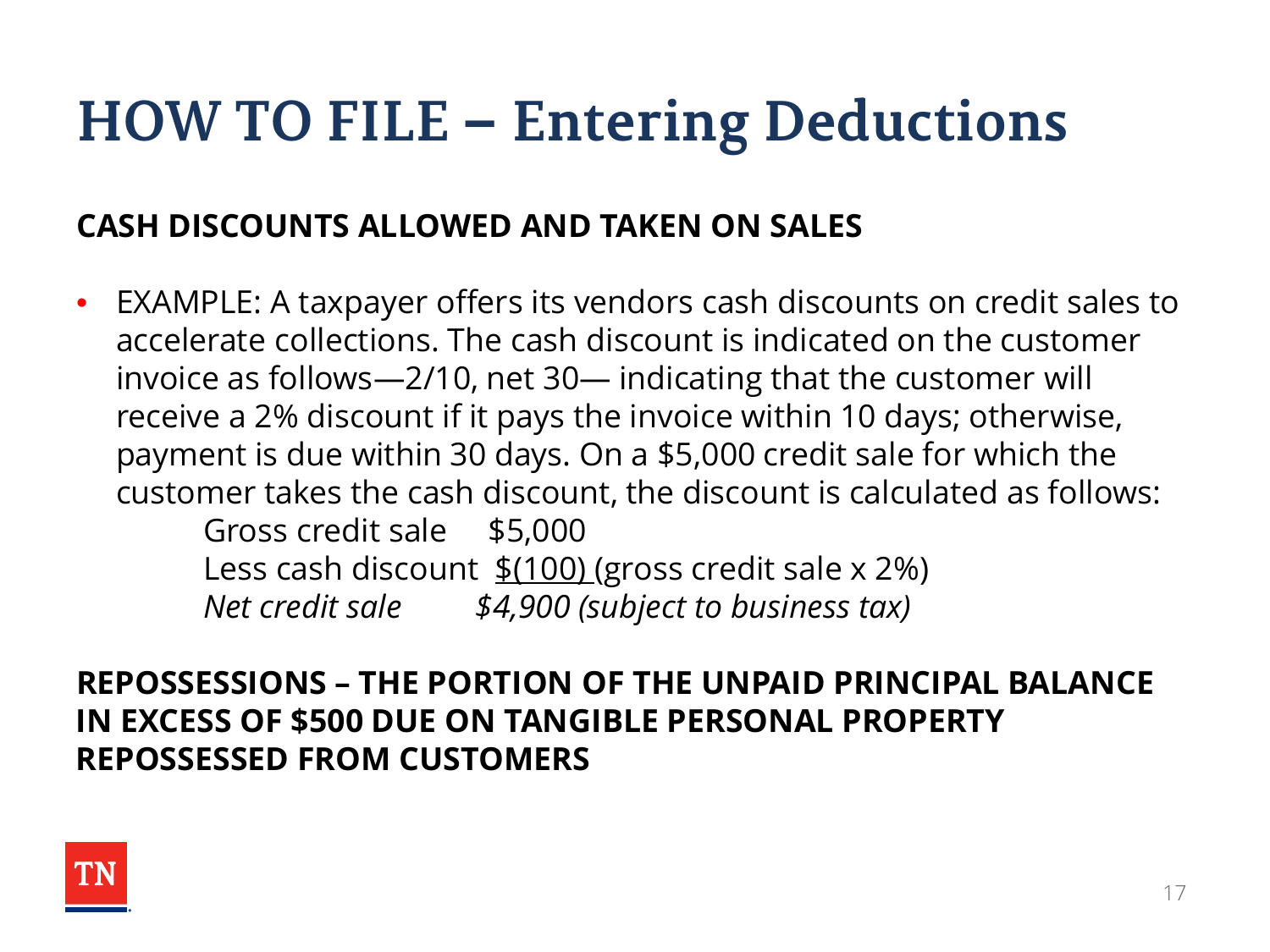# HOW TO FILE – Entering Deductions

**CASH DISCOUNTS ALLOWED AND TAKEN ON SALES**

- EXAMPLE: A taxpayer offers its vendors cash discounts on credit sales to accelerate collections. The cash discount is indicated on the customer invoice as follows—2/10, net 30— indicating that the customer will receive a 2% discount if it pays the invoice within 10 days; otherwise, payment is due within 30 days. On a $5,000 credit sale for which the customer takes the cash discount, the discount is calculated as follows:

  Gross credit sale $5,000
  Less cash discount $(100) (gross credit sale x 2%)
  *Net credit sale $4,900 (subject to business tax)*

**REPOSSESSIONS – THE PORTION OF THE UNPAID PRINCIPAL BALANCE IN EXCESS OF $500 DUE ON TANGIBLE PERSONAL PROPERTY REPOSSESSED FROM CUSTOMERS**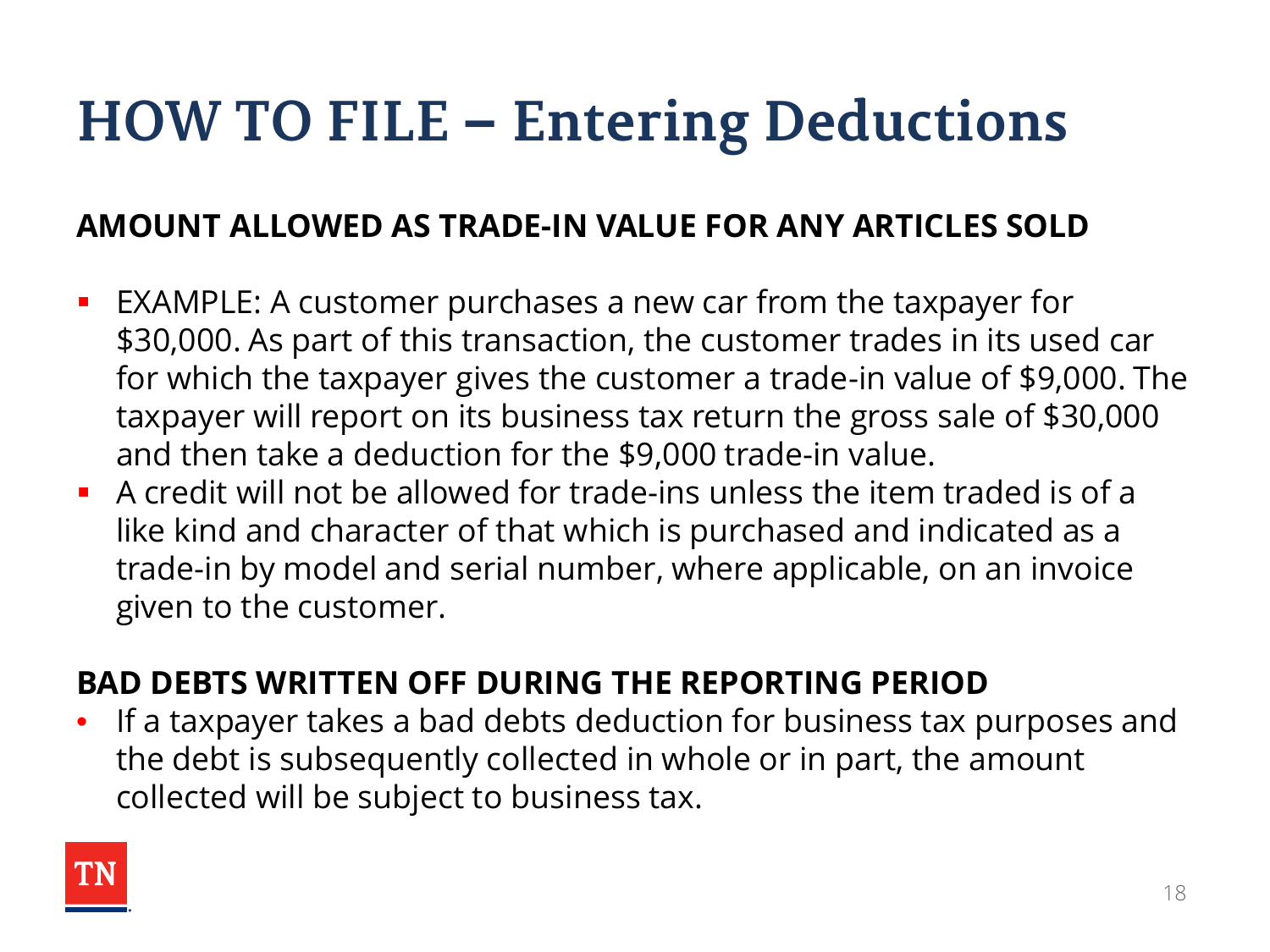# HOW TO FILE – Entering Deductions

## AMOUNT ALLOWED AS TRADE-IN VALUE FOR ANY ARTICLES SOLD

- EXAMPLE: A customer purchases a new car from the taxpayer for $30,000. As part of this transaction, the customer trades in its used car for which the taxpayer gives the customer a trade-in value of $9,000. The taxpayer will report on its business tax return the gross sale of $30,000 and then take a deduction for the $9,000 trade-in value.
- A credit will not be allowed for trade-ins unless the item traded is of a like kind and character of that which is purchased and indicated as a trade-in by model and serial number, where applicable, on an invoice given to the customer.

## BAD DEBTS WRITTEN OFF DURING THE REPORTING PERIOD

- If a taxpayer takes a bad debts deduction for business tax purposes and the debt is subsequently collected in whole or in part, the amount collected will be subject to business tax.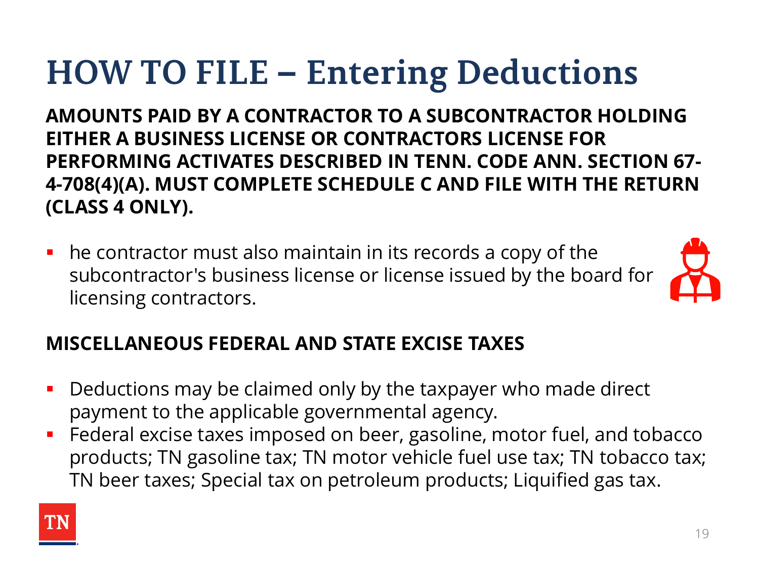# HOW TO FILE – Entering Deductions

**AMOUNTS PAID BY A CONTRACTOR TO A SUBCONTRACTOR HOLDING EITHER A BUSINESS LICENSE OR CONTRACTORS LICENSE FOR PERFORMING ACTIVATES DESCRIBED IN TENN. CODE ANN. SECTION 67-4-708(4)(A). MUST COMPLETE SCHEDULE C AND FILE WITH THE RETURN (CLASS 4 ONLY).**

- he contractor must also maintain in its records a copy of the subcontractor's business license or license issued by the board for licensing contractors.

**MISCELLANEOUS FEDERAL AND STATE EXCISE TAXES**

- Deductions may be claimed only by the taxpayer who made direct payment to the applicable governmental agency.
- Federal excise taxes imposed on beer, gasoline, motor fuel, and tobacco products; TN gasoline tax; TN motor vehicle fuel use tax; TN tobacco tax; TN beer taxes; Special tax on petroleum products; Liquified gas tax.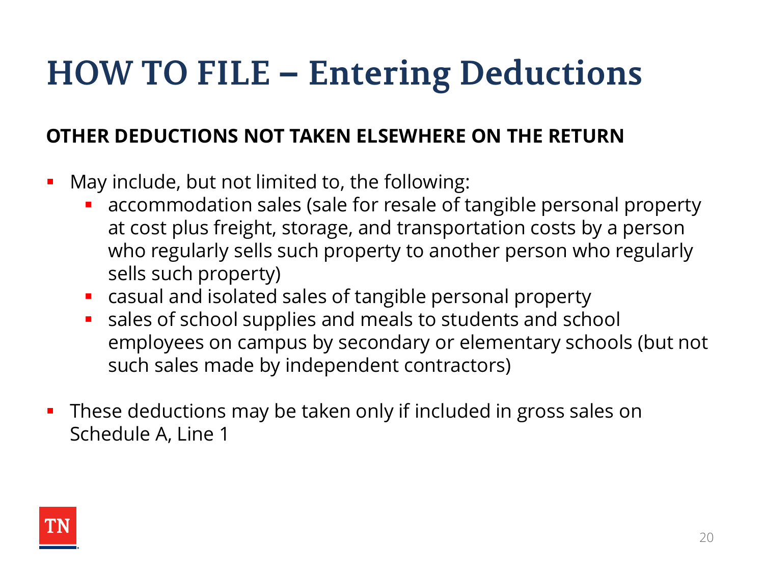# HOW TO FILE – Entering Deductions

**OTHER DEDUCTIONS NOT TAKEN ELSEWHERE ON THE RETURN**

- May include, but not limited to, the following:
  - accommodation sales (sale for resale of tangible personal property at cost plus freight, storage, and transportation costs by a person who regularly sells such property to another person who regularly sells such property)
  - casual and isolated sales of tangible personal property
  - sales of school supplies and meals to students and school employees on campus by secondary or elementary schools (but not such sales made by independent contractors)
- These deductions may be taken only if included in gross sales on Schedule A, Line 1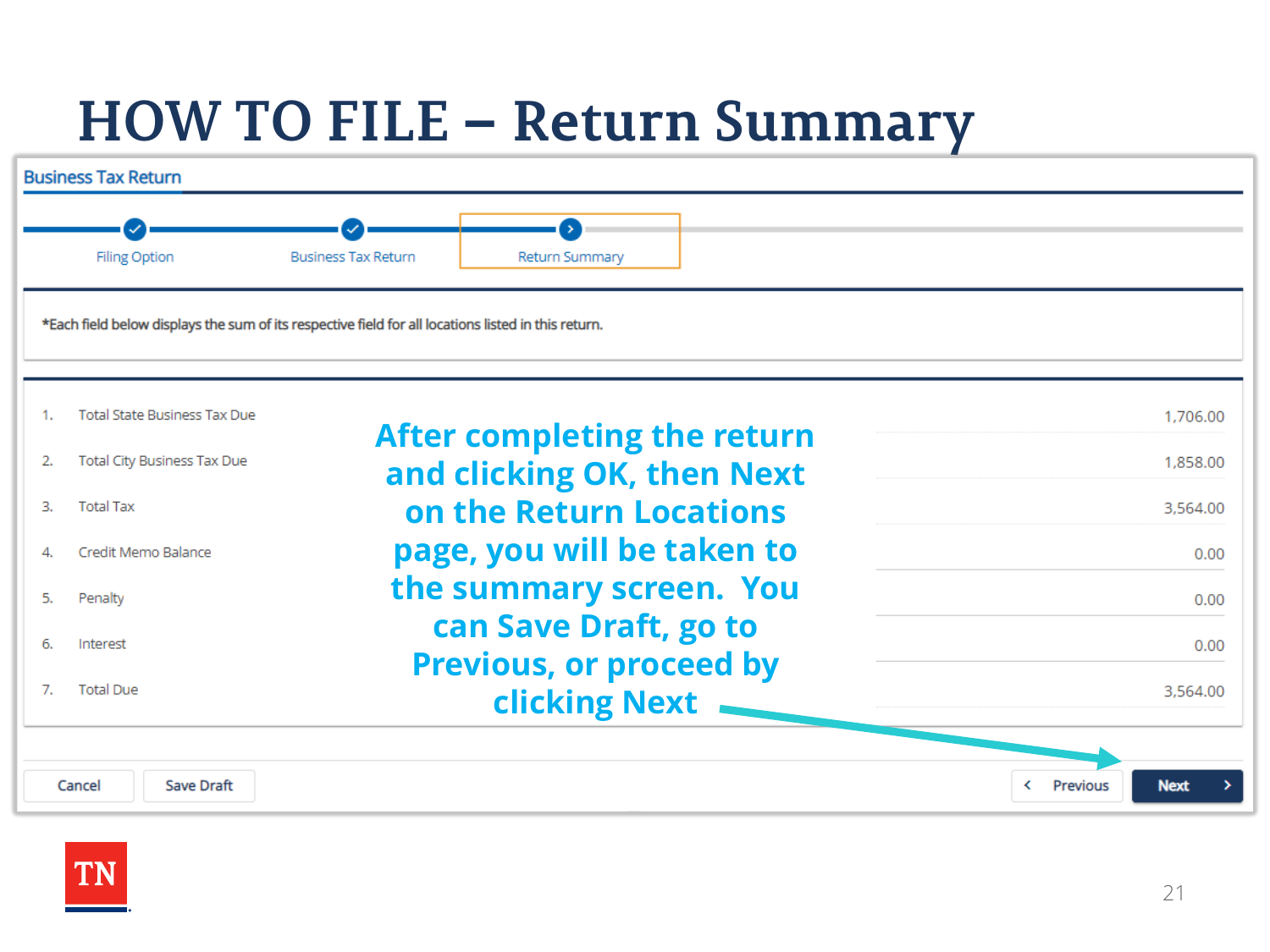# HOW TO FILE – Return Summary

**Business Tax Return**

Filing Option — Business Tax Return — Return Summary

*Each field below displays the sum of its respective field for all locations listed in this return.

| | | |
|---|---|---|
| 1. | Total State Business Tax Due | 1,706.00 |
| 2. | Total City Business Tax Due | 1,858.00 |
| 3. | Total Tax | 3,564.00 |
| 4. | Credit Memo Balance | 0.00 |
| 5. | Penalty | 0.00 |
| 6. | Interest | 0.00 |
| 7. | Total Due | 3,564.00 |

Cancel | Save Draft | Previous | Next

**After completing the return and clicking OK, then Next on the Return Locations page, you will be taken to the summary screen. You can Save Draft, go to Previous, or proceed by clicking Next**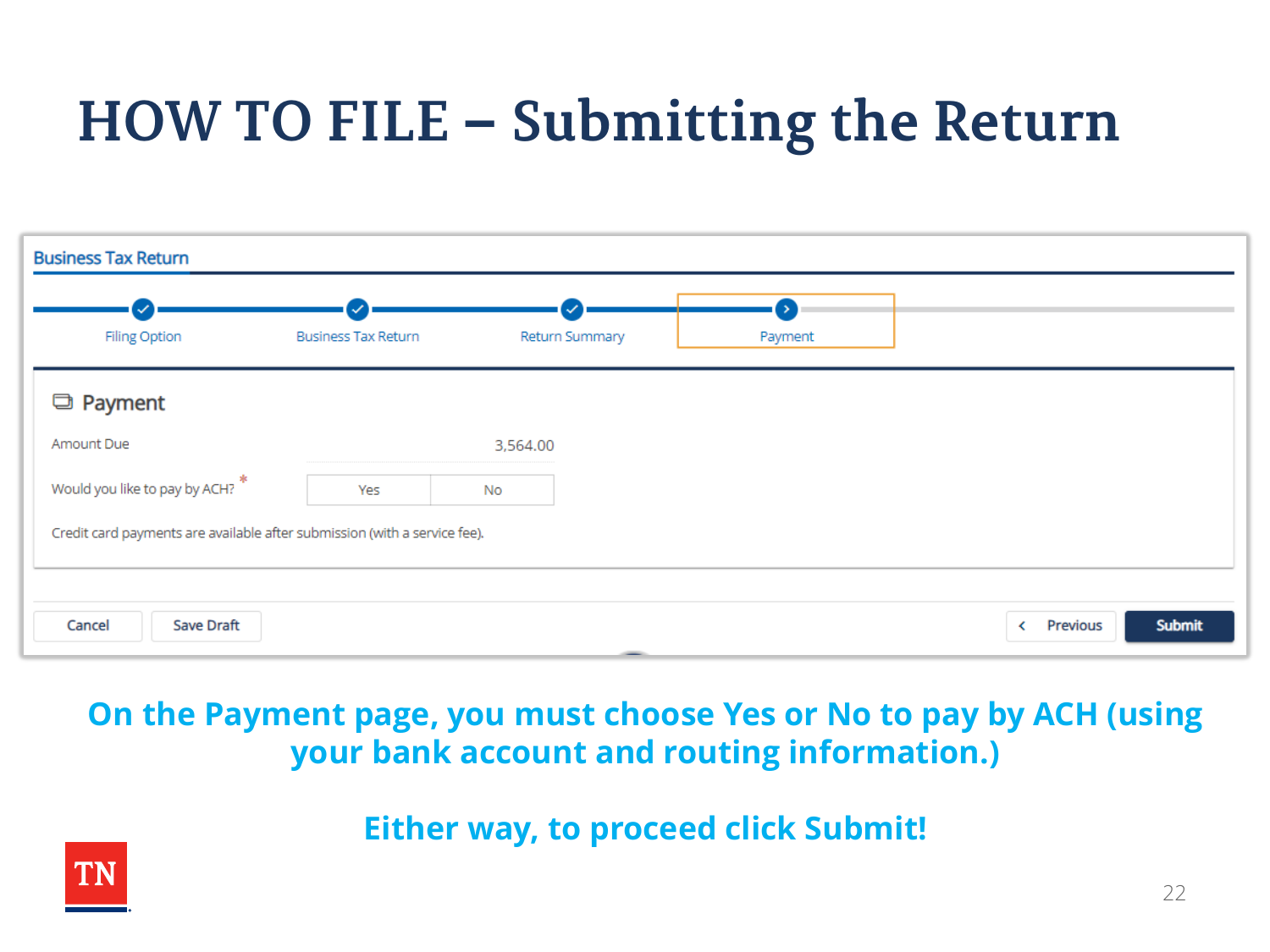# HOW TO FILE – Submitting the Return

Business Tax Return

Filing Option — Business Tax Return — Return Summary — Payment

## Payment

Amount Due 3,564.00

Would you like to pay by ACH? * Yes No

Credit card payments are available after submission (with a service fee).

Cancel | Save Draft | < Previous | Submit

**On the Payment page, you must choose Yes or No to pay by ACH (using your bank account and routing information.)**

**Either way, to proceed click Submit!**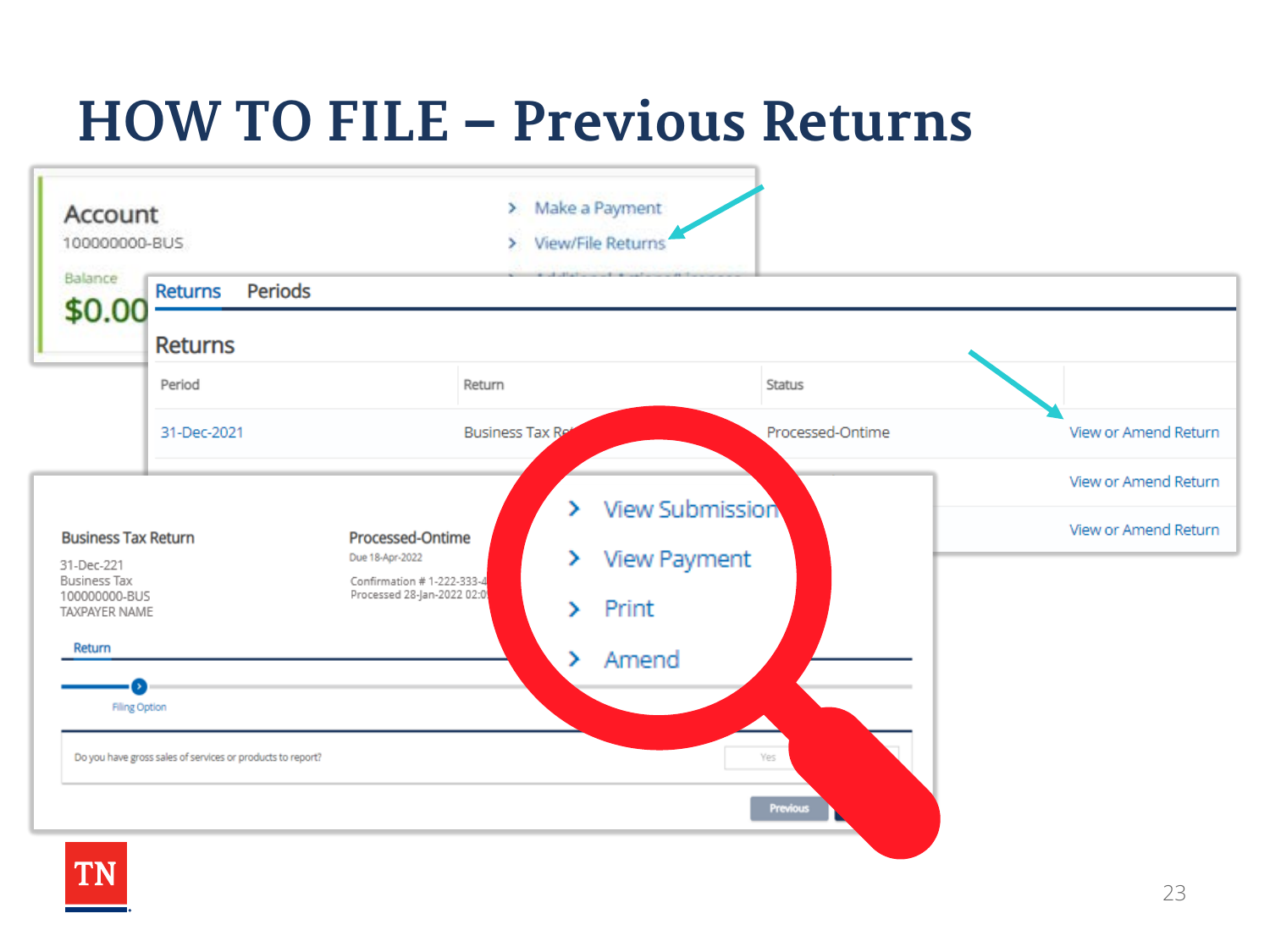# HOW TO FILE – Previous Returns

Account
100000000-BUS

Balance
**$0.00**

> Make a Payment
> View/File Returns

Returns | Periods

## Returns

| Period | Return | Status | |
|---|---|---|---|
| 31-Dec-2021 | Business Tax Re | Processed-Ontime | View or Amend Return |
| | | | View or Amend Return |
| | | | View or Amend Return |

Business Tax Return
31-Dec-221
Business Tax
100000000-BUS
TAXPAYER NAME

Processed-Ontime
Due 18-Apr-2022

Confirmation # 1-222-333-4
Processed 28-Jan-2022 02:0

> View Submission
> View Payment
> Print
> Amend

Return

Filing Option

Do you have gross sales of services or products to report? Yes

Previous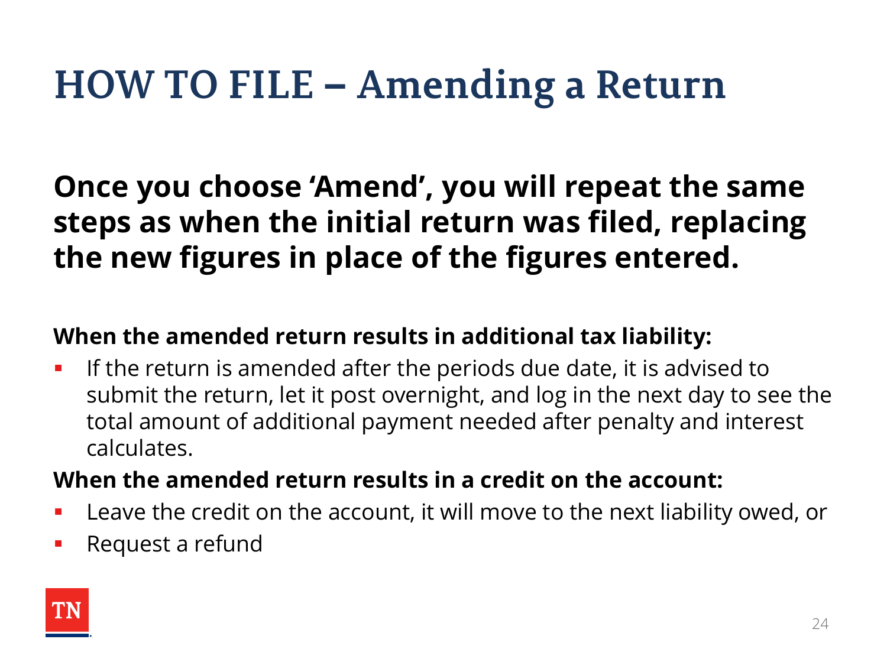# HOW TO FILE – Amending a Return

**Once you choose 'Amend', you will repeat the same steps as when the initial return was filed, replacing the new figures in place of the figures entered.**

**When the amended return results in additional tax liability:**

- If the return is amended after the periods due date, it is advised to submit the return, let it post overnight, and log in the next day to see the total amount of additional payment needed after penalty and interest calculates.

**When the amended return results in a credit on the account:**

- Leave the credit on the account, it will move to the next liability owed, or
- Request a refund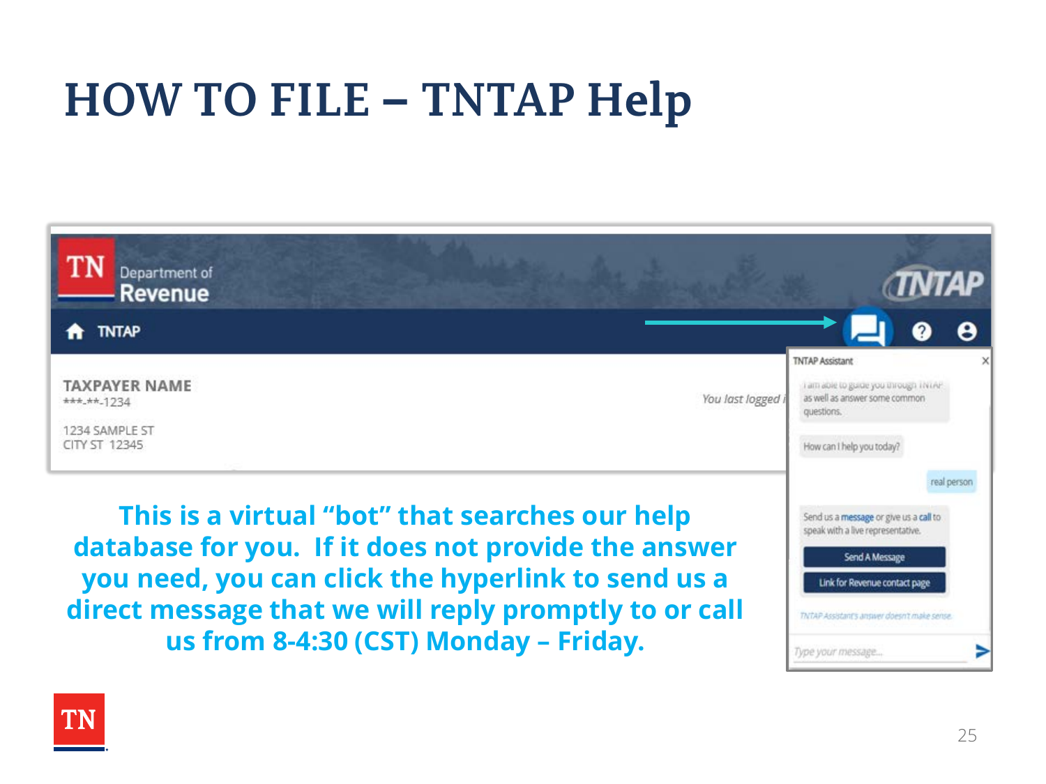# HOW TO FILE – TNTAP Help

TN Department of Revenue

TNTAP

TAXPAYER NAME
***-**-1234

1234 SAMPLE ST
CITY ST 12345

You last logged i

TNTAP Assistant

I am able to guide you through TNTAP as well as answer some common questions.

How can I help you today?

real person

Send us a message or give us a call to speak with a live representative.

Send A Message

Link for Revenue contact page

TNTAP Assistant's answer doesn't make sense.

Type your message...

**This is a virtual "bot" that searches our help database for you. If it does not provide the answer you need, you can click the hyperlink to send us a direct message that we will reply promptly to or call us from 8-4:30 (CST) Monday – Friday.**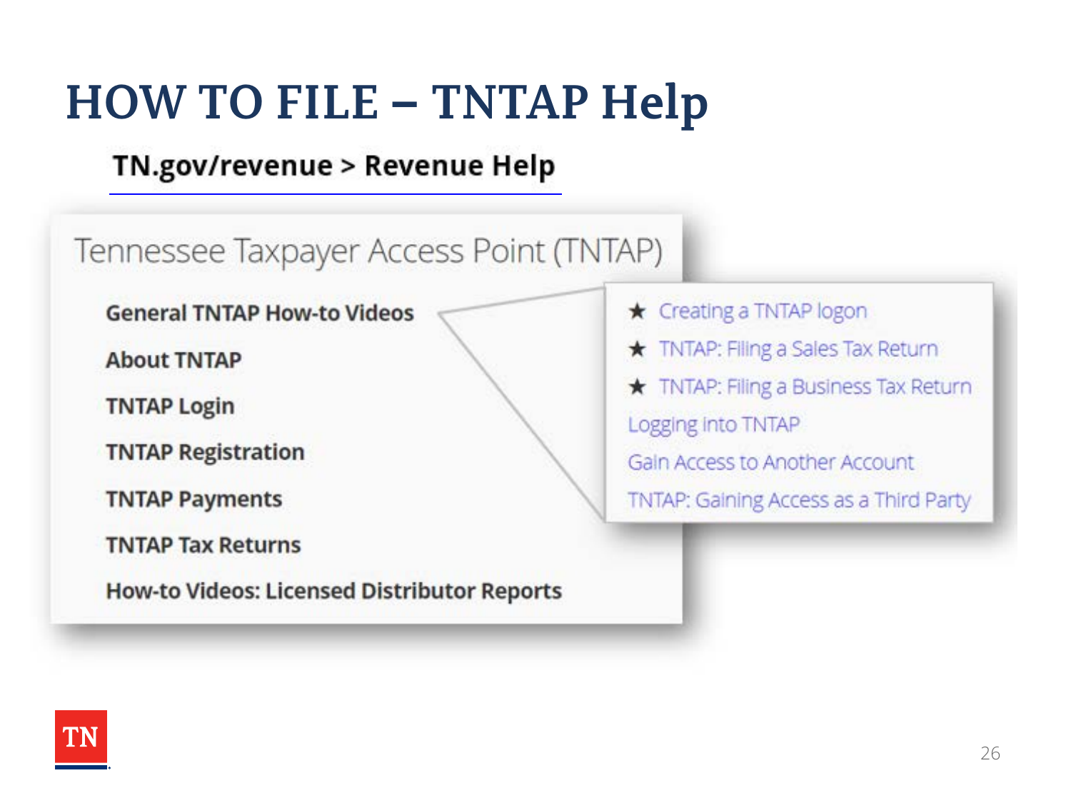# HOW TO FILE – TNTAP Help

**TN.gov/revenue > Revenue Help**

## Tennessee Taxpayer Access Point (TNTAP)

**General TNTAP How-to Videos**

- ★ Creating a TNTAP logon
- ★ TNTAP: Filing a Sales Tax Return
- ★ TNTAP: Filing a Business Tax Return
- Logging into TNTAP
- Gain Access to Another Account
- TNTAP: Gaining Access as a Third Party

**About TNTAP**

**TNTAP Login**

**TNTAP Registration**

**TNTAP Payments**

**TNTAP Tax Returns**

**How-to Videos: Licensed Distributor Reports**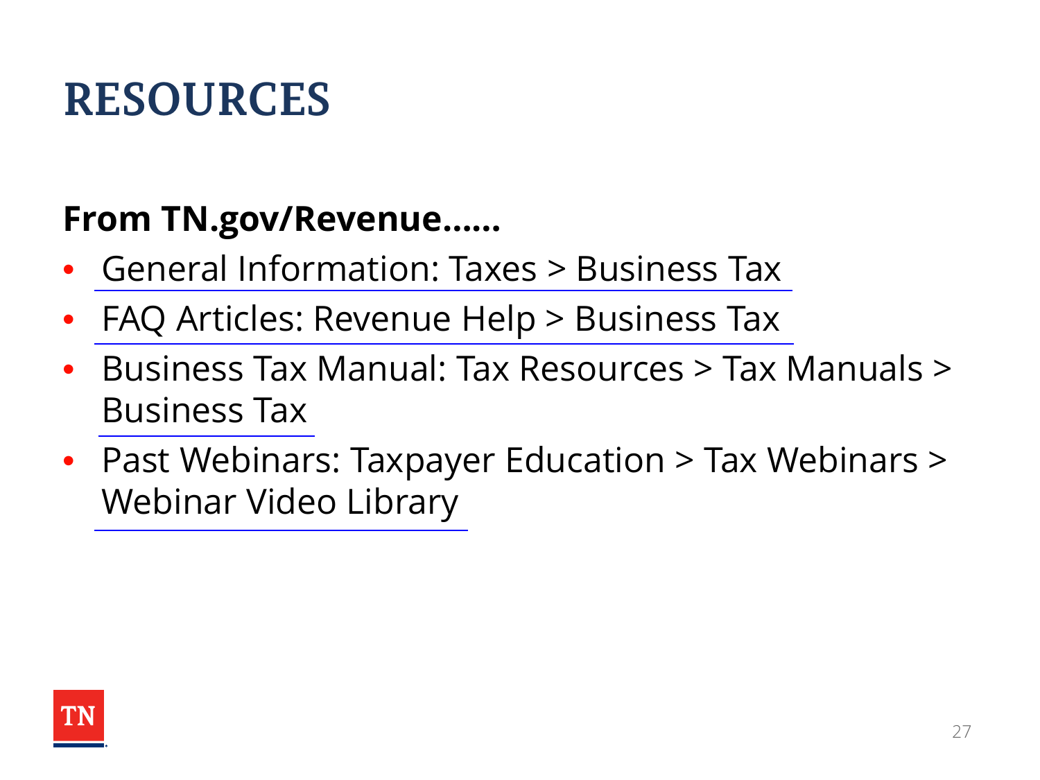# RESOURCES

**From TN.gov/Revenue……**

- General Information: Taxes > Business Tax
- FAQ Articles: Revenue Help > Business Tax
- Business Tax Manual: Tax Resources > Tax Manuals > Business Tax
- Past Webinars: Taxpayer Education > Tax Webinars > Webinar Video Library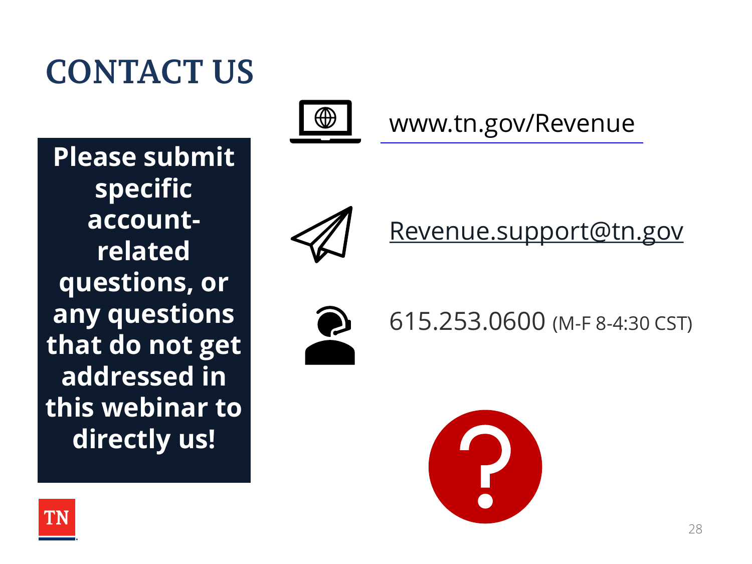# CONTACT US

**Please submit specific account-related questions, or any questions that do not get addressed in this webinar to directly us!**

www.tn.gov/Revenue

Revenue.support@tn.gov

615.253.0600 (M-F 8-4:30 CST)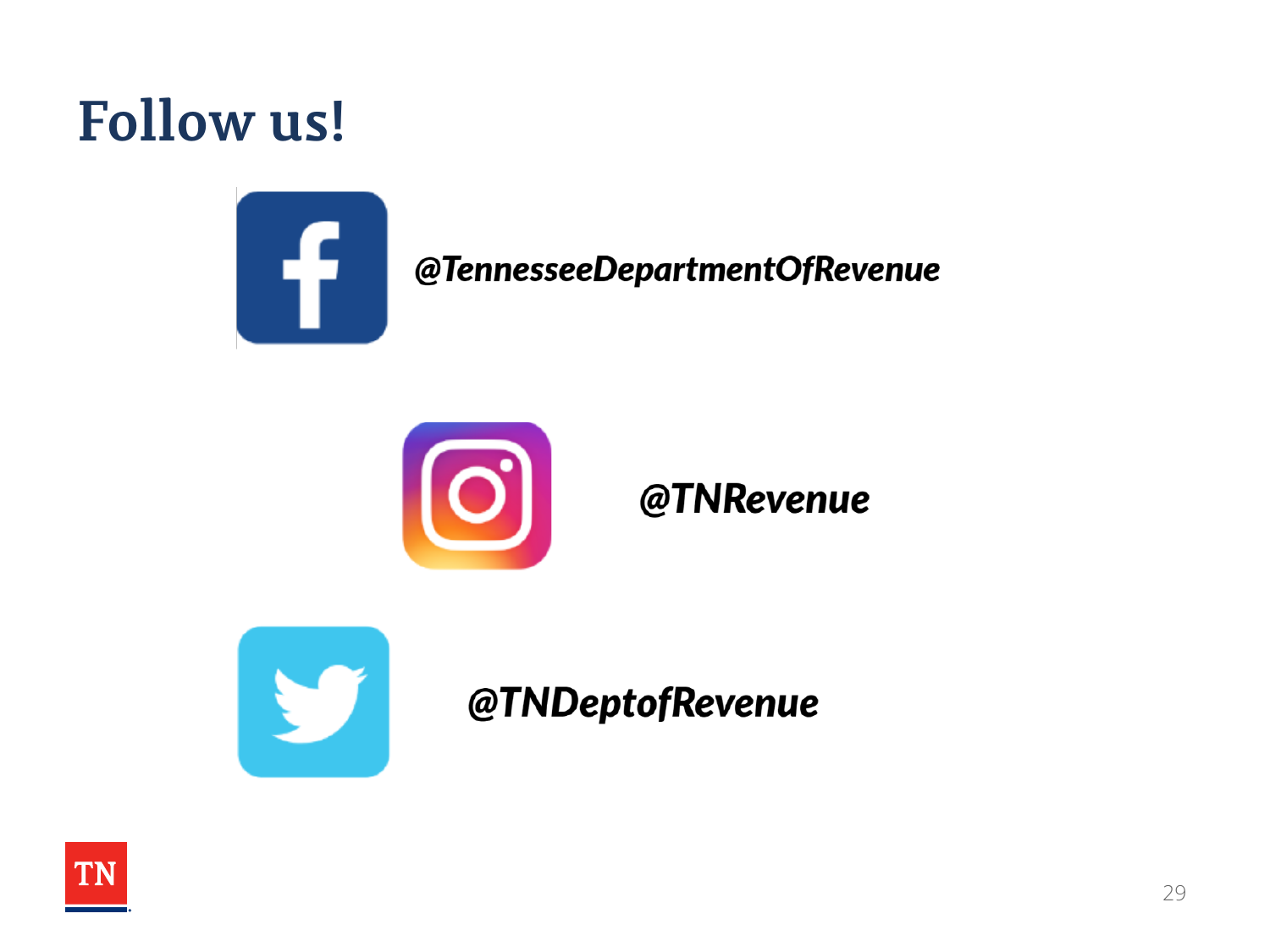# Follow us!

@TennesseeDepartmentOfRevenue

@TNRevenue

@TNDeptofRevenue